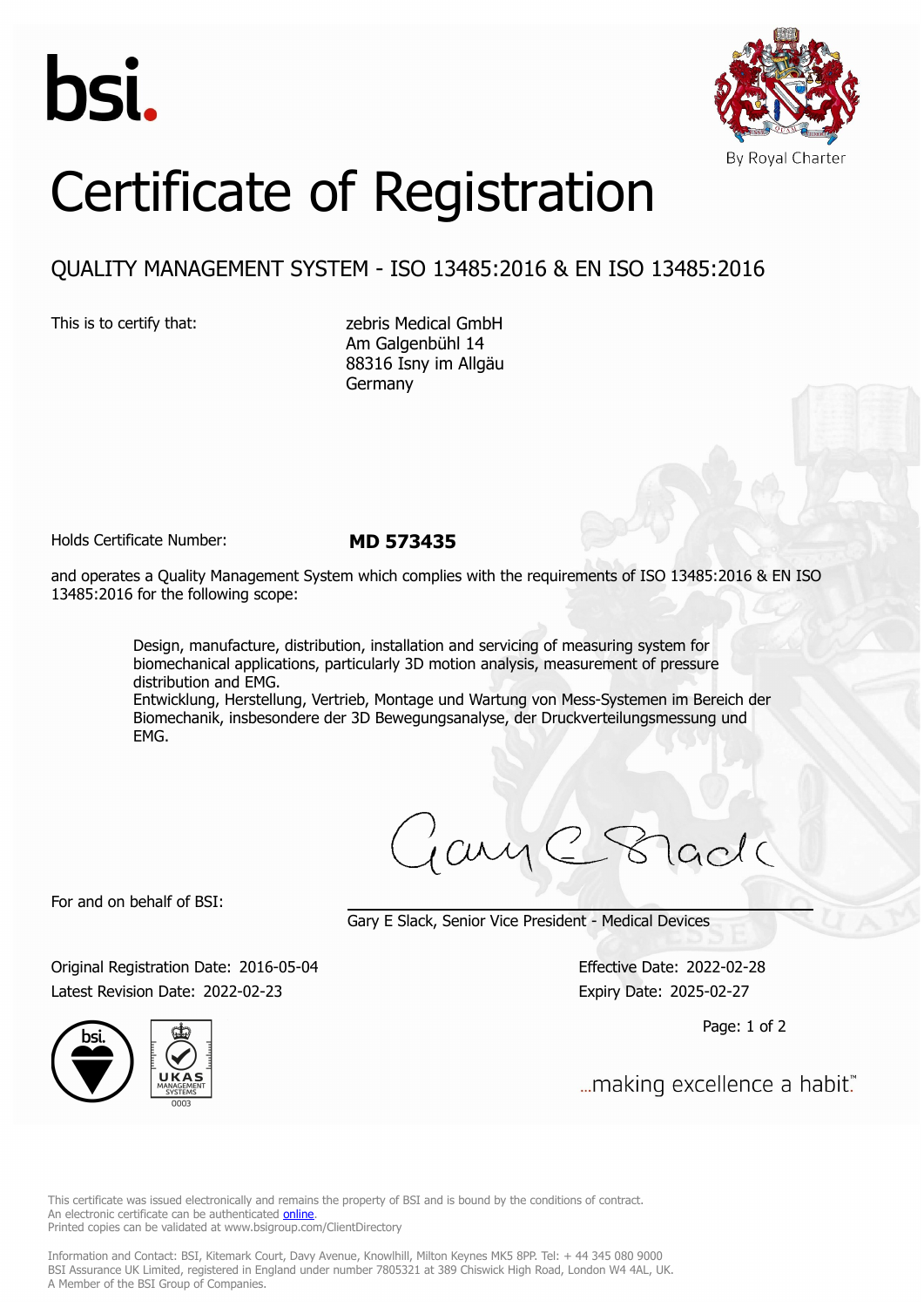bsi.

By Royal Charter

# Certificate of Registration

## QUALITY MANAGEMENT SYSTEM - ISO 13485:2016 & EN ISO 13485:2016

This is to certify that:

zebris Medical GmbH
Am Galgenbühl 14
88316 Isny im Allgäu
Germany

Holds Certificate Number: **MD 573435**

and operates a Quality Management System which complies with the requirements of ISO 13485:2016 & EN ISO 13485:2016 for the following scope:

> Design, manufacture, distribution, installation and servicing of measuring system for biomechanical applications, particularly 3D motion analysis, measurement of pressure distribution and EMG.
> Entwicklung, Herstellung, Vertrieb, Montage und Wartung von Mess-Systemen im Bereich der Biomechanik, insbesondere der 3D Bewegungsanalyse, der Druckverteilungsmessung und EMG.

For and on behalf of BSI:

Gary E Slack, Senior Vice President - Medical Devices

Original Registration Date: 2016-05-04
Latest Revision Date: 2022-02-23

Effective Date: 2022-02-28
Expiry Date: 2025-02-27

...making excellence a habit.™

This certificate was issued electronically and remains the property of BSI and is bound by the conditions of contract.
An electronic certificate can be authenticated online.
Printed copies can be validated at www.bsigroup.com/ClientDirectory

Information and Contact: BSI, Kitemark Court, Davy Avenue, Knowlhill, Milton Keynes MK5 8PP. Tel: + 44 345 080 9000
BSI Assurance UK Limited, registered in England under number 7805321 at 389 Chiswick High Road, London W4 4AL, UK.
A Member of the BSI Group of Companies.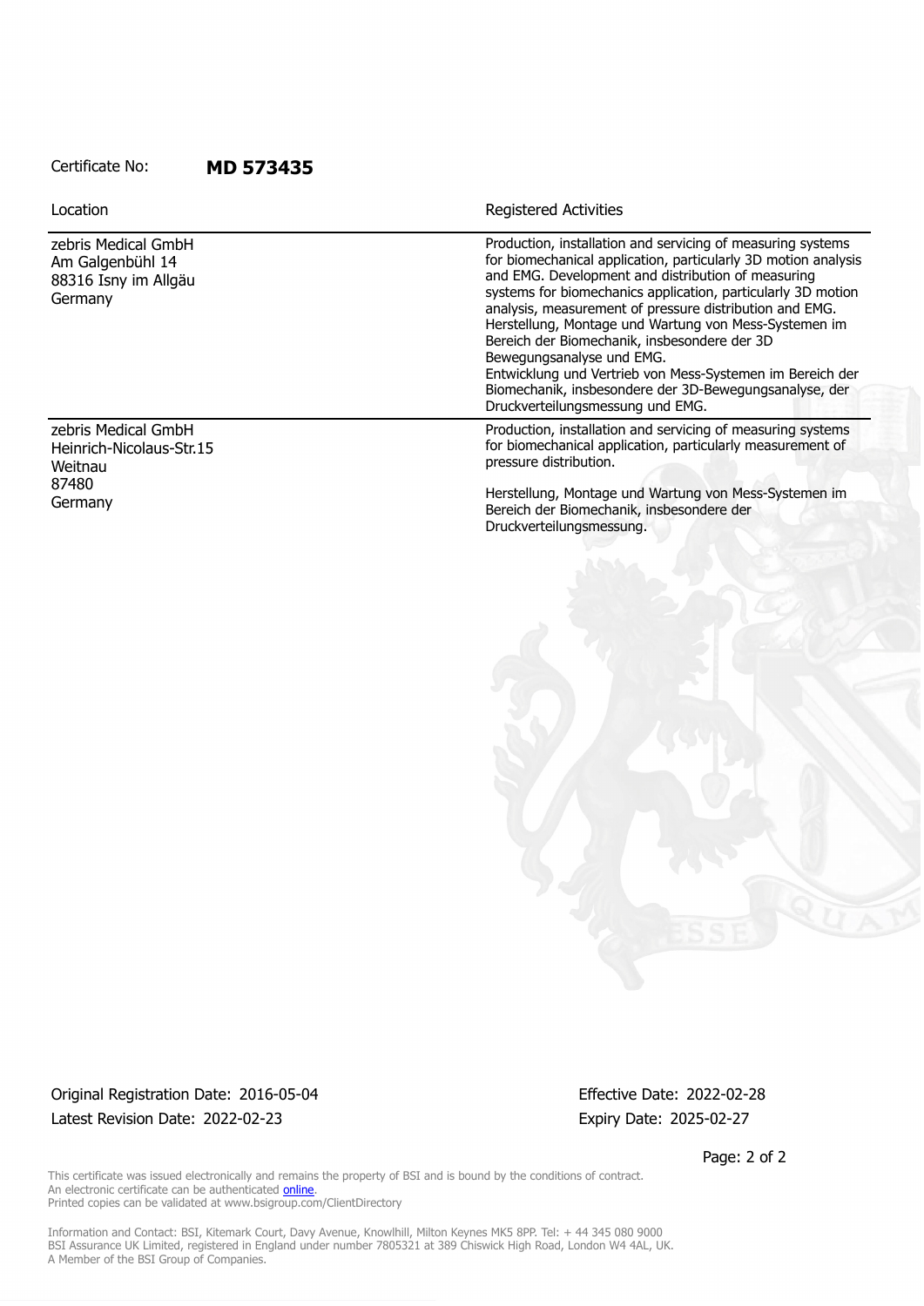Certificate No: **MD 573435**

| Location | Registered Activities |
| --- | --- |
| zebris Medical GmbH<br>Am Galgenbühl 14<br>88316 Isny im Allgäu<br>Germany | Production, installation and servicing of measuring systems for biomechanical application, particularly 3D motion analysis and EMG. Development and distribution of measuring systems for biomechanics application, particularly 3D motion analysis, measurement of pressure distribution and EMG.<br>Herstellung, Montage und Wartung von Mess-Systemen im Bereich der Biomechanik, insbesondere der 3D Bewegungsanalyse und EMG.<br>Entwicklung und Vertrieb von Mess-Systemen im Bereich der Biomechanik, insbesondere der 3D-Bewegungsanalyse, der Druckverteilungsmessung und EMG. |
| zebris Medical GmbH<br>Heinrich-Nicolaus-Str.15<br>Weitnau<br>87480<br>Germany | Production, installation and servicing of measuring systems for biomechanical application, particularly measurement of pressure distribution.<br><br>Herstellung, Montage und Wartung von Mess-Systemen im Bereich der Biomechanik, insbesondere der Druckverteilungsmessung. |

Original Registration Date: 2016-05-04

Latest Revision Date: 2022-02-23

Effective Date: 2022-02-28

Expiry Date: 2025-02-27

This certificate was issued electronically and remains the property of BSI and is bound by the conditions of contract.
An electronic certificate can be authenticated online.
Printed copies can be validated at www.bsigroup.com/ClientDirectory

Information and Contact: BSI, Kitemark Court, Davy Avenue, Knowlhill, Milton Keynes MK5 8PP. Tel: + 44 345 080 9000
BSI Assurance UK Limited, registered in England under number 7805321 at 389 Chiswick High Road, London W4 4AL, UK.
A Member of the BSI Group of Companies.